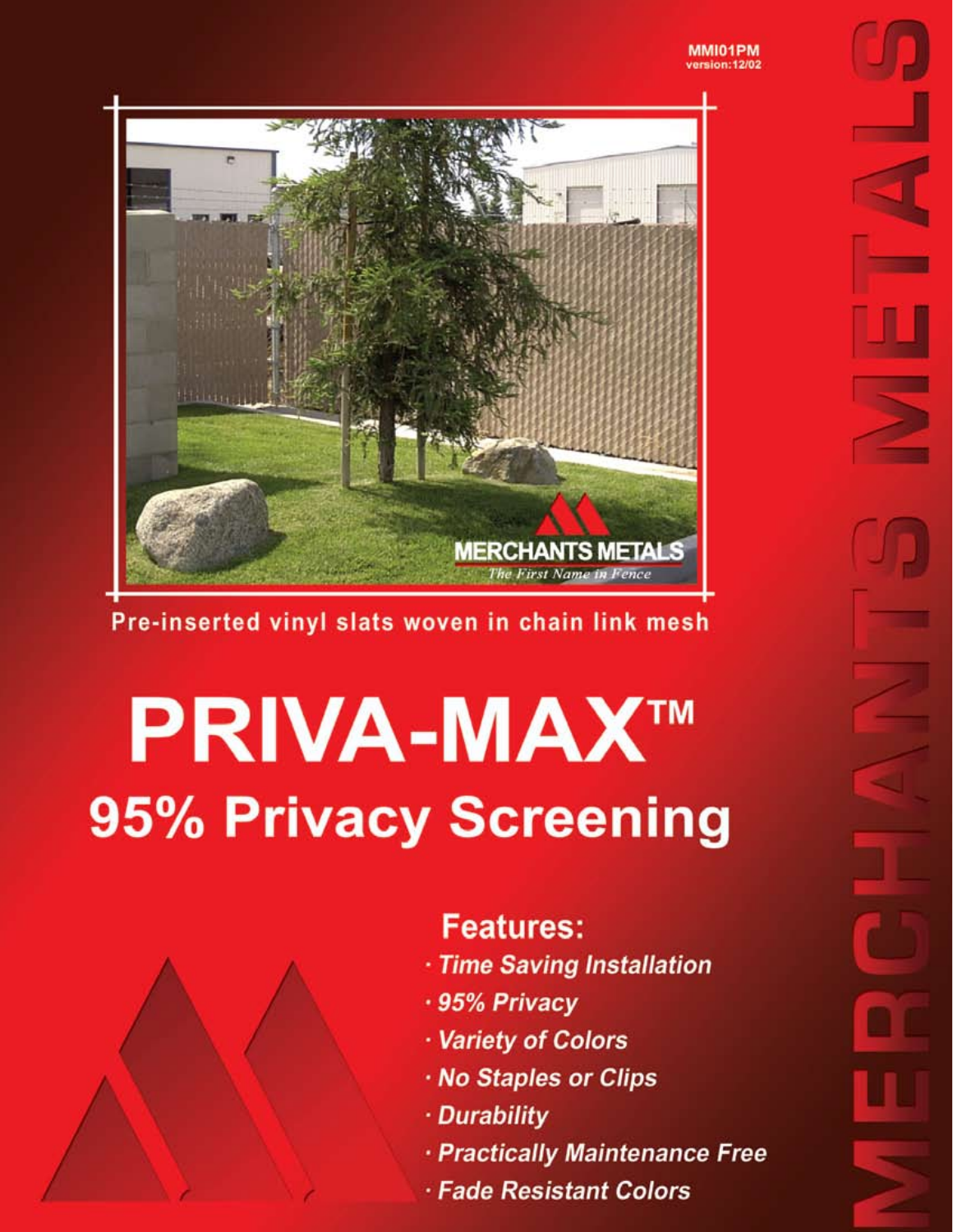MMI01PM
version:12/02

Pre-inserted vinyl slats woven in chain link mesh

# PRIVA-MAX™

## 95% Privacy Screening

### Features:

- *Time Saving Installation*
- *95% Privacy*
- *Variety of Colors*
- *No Staples or Clips*
- *Durability*
- *Practically Maintenance Free*
- *Fade Resistant Colors*

MERCHANTS METALS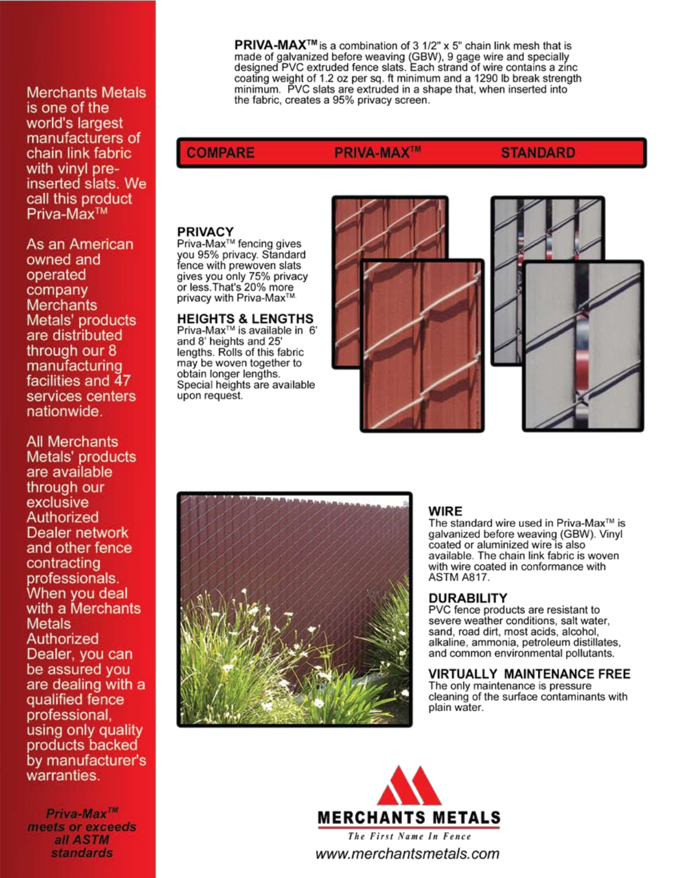Merchants Metals is one of the world's largest manufacturers of chain link fabric with vinyl pre-inserted slats. We call this product Priva-Max™

As an American owned and operated company Merchants Metals' products are distributed through our 8 manufacturing facilities and 47 services centers nationwide.

All Merchants Metals' products are available through our exclusive Authorized Dealer network and other fence contracting professionals. When you deal with a Merchants Metals Authorized Dealer, you can be assured you are dealing with a qualified fence professional, using only quality products backed by manufacturer's warranties.

***Priva-Max™ meets or exceeds all ASTM standards***

**PRIVA-MAX™** is a combination of 3 1/2" x 5" chain link mesh that is made of galvanized before weaving (GBW), 9 gage wire and specially designed PVC extruded fence slats. Each strand of wire contains a zinc coating weight of 1.2 oz per sq. ft minimum and a 1290 lb break strength minimum. PVC slats are extruded in a shape that, when inserted into the fabric, creates a 95% privacy screen.

| COMPARE | PRIVA-MAX™ | STANDARD |
|---|---|---|

### PRIVACY

Priva-Max™ fencing gives you 95% privacy. Standard fence with prewoven slats gives you only 75% privacy or less. That's 20% more privacy with Priva-Max™.

### HEIGHTS & LENGTHS

Priva-Max™ is available in 6' and 8' heights and 25' lengths. Rolls of this fabric may be woven together to obtain longer lengths. Special heights are available upon request.

### WIRE

The standard wire used in Priva-Max™ is galvanized before weaving (GBW). Vinyl coated or aluminized wire is also available. The chain link fabric is woven with wire coated in conformance with ASTM A817.

### DURABILITY

PVC fence products are resistant to severe weather conditions, salt water, sand, road dirt, most acids, alcohol, alkaline, ammonia, petroleum distillates, and common environmental pollutants.

### VIRTUALLY MAINTENANCE FREE

The only maintenance is pressure cleaning of the surface contaminants with plain water.

**MERCHANTS METALS**

*The First Name In Fence*

www.merchantsmetals.com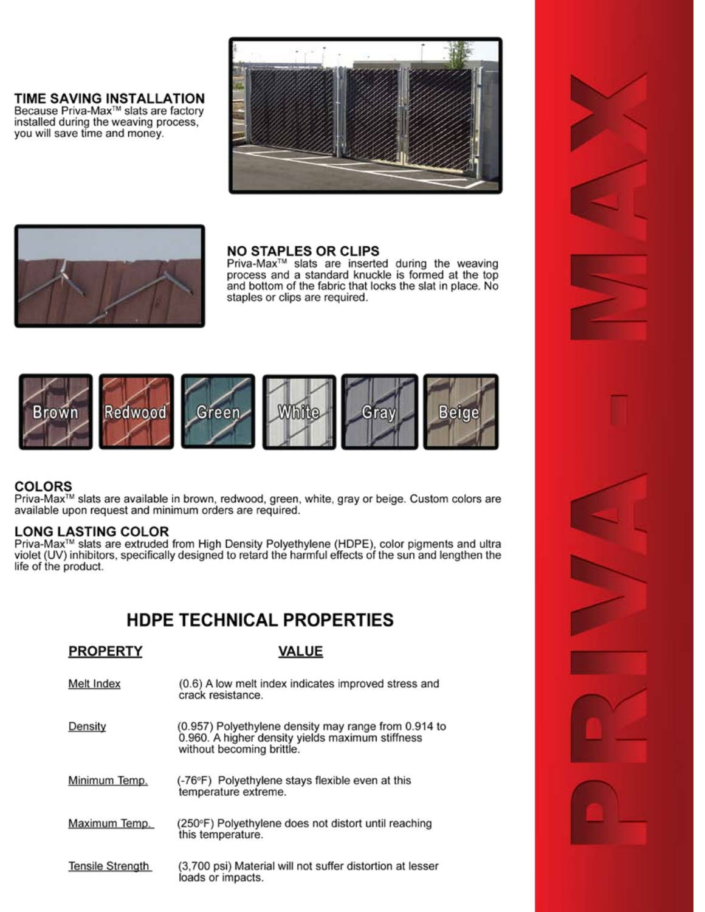## TIME SAVING INSTALLATION

Because Priva-Max™ slats are factory installed during the weaving process, you will save time and money.

## NO STAPLES OR CLIPS

Priva-Max™ slats are inserted during the weaving process and a standard knuckle is formed at the top and bottom of the fabric that locks the slat in place. No staples or clips are required.

Brown Redwood Green White Gray Beige

## COLORS

Priva-Max™ slats are available in brown, redwood, green, white, gray or beige. Custom colors are available upon request and minimum orders are required.

## LONG LASTING COLOR

Priva-Max™ slats are extruded from High Density Polyethylene (HDPE), color pigments and ultra violet (UV) inhibitors, specifically designed to retard the harmful effects of the sun and lengthen the life of the product.

## HDPE TECHNICAL PROPERTIES

| PROPERTY | VALUE |
|---|---|
| Melt Index | (0.6) A low melt index indicates improved stress and crack resistance. |
| Density | (0.957) Polyethylene density may range from 0.914 to 0.960. A higher density yields maximum stiffness without becoming brittle. |
| Minimum Temp. | (-76°F) Polyethylene stays flexible even at this temperature extreme. |
| Maximum Temp. | (250°F) Polyethylene does not distort until reaching this temperature. |
| Tensile Strength | (3,700 psi) Material will not suffer distortion at lesser loads or impacts. |

PRIVA - MAX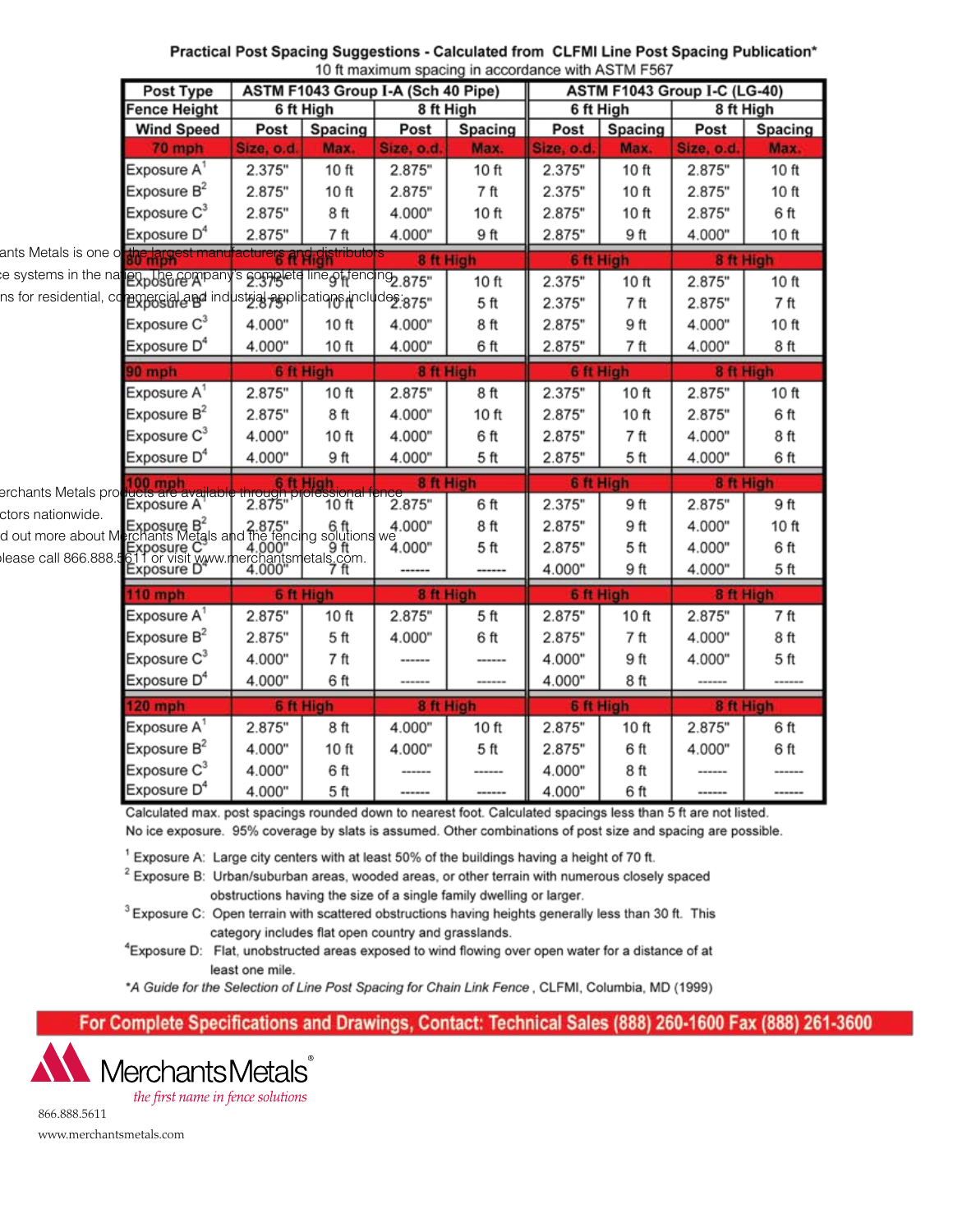**Practical Post Spacing Suggestions - Calculated from CLFMI Line Post Spacing Publication***

10 ft maximum spacing in accordance with ASTM F567

| Post Type | ASTM F1043 Group I-A (Sch 40 Pipe) | | | | ASTM F1043 Group I-C (LG-40) | | | |
|---|---|---|---|---|---|---|---|---|
| Fence Height | 6 ft High | | 8 ft High | | 6 ft High | | 8 ft High | |
| Wind Speed | Post | Spacing | Post | Spacing | Post | Spacing | Post | Spacing |
| 70 mph | Size, o.d. | Max. | Size, o.d. | Max. | Size, o.d. | Max. | Size, o.d. | Max. |
| Exposure A[1] | 2.375" | 10 ft | 2.875" | 10 ft | 2.375" | 10 ft | 2.875" | 10 ft |
| Exposure B[2] | 2.875" | 10 ft | 2.875" | 7 ft | 2.375" | 10 ft | 2.875" | 10 ft |
| Exposure C[3] | 2.875" | 8 ft | 4.000" | 10 ft | 2.875" | 10 ft | 2.875" | 6 ft |
| Exposure D[4] | 2.875" | 7 ft | 4.000" | 9 ft | 2.875" | 9 ft | 4.000" | 10 ft |
| 80 mph | 6 ft High | | 8 ft High | | 6 ft High | | 8 ft High | |
| Exposure A[1] | 2.375" | 9 ft | 2.875" | 10 ft | 2.375" | 10 ft | 2.875" | 10 ft |
| Exposure B[2] | 2.875" | 10 ft | 2.875" | 5 ft | 2.375" | 7 ft | 2.875" | 7 ft |
| Exposure C[3] | 4.000" | 10 ft | 4.000" | 8 ft | 2.875" | 9 ft | 4.000" | 10 ft |
| Exposure D[4] | 4.000" | 10 ft | 4.000" | 6 ft | 2.875" | 7 ft | 4.000" | 8 ft |
| 90 mph | 6 ft High | | 8 ft High | | 6 ft High | | 8 ft High | |
| Exposure A[1] | 2.875" | 10 ft | 2.875" | 8 ft | 2.375" | 10 ft | 2.875" | 10 ft |
| Exposure B[2] | 2.875" | 8 ft | 4.000" | 10 ft | 2.875" | 10 ft | 2.875" | 6 ft |
| Exposure C[3] | 4.000" | 10 ft | 4.000" | 6 ft | 2.875" | 7 ft | 4.000" | 8 ft |
| Exposure D[4] | 4.000" | 9 ft | 4.000" | 5 ft | 2.875" | 5 ft | 4.000" | 6 ft |
| 100 mph | 6 ft High | | 8 ft High | | 6 ft High | | 8 ft High | |
| Exposure A[1] | 2.875" | 10 ft | 2.875" | 6 ft | 2.375" | 9 ft | 2.875" | 9 ft |
| Exposure B[2] | 2.875" | 6 ft | 4.000" | 8 ft | 2.875" | 9 ft | 4.000" | 10 ft |
| Exposure C[3] | 4.000" | 9 ft | 4.000" | 5 ft | 2.875" | 5 ft | 4.000" | 6 ft |
| Exposure D[4] | 4.000" | 7 ft | ------ | ------ | 4.000" | 9 ft | 4.000" | 5 ft |
| 110 mph | 6 ft High | | 8 ft High | | 6 ft High | | 8 ft High | |
| Exposure A[1] | 2.875" | 10 ft | 2.875" | 5 ft | 2.875" | 10 ft | 2.875" | 7 ft |
| Exposure B[2] | 2.875" | 5 ft | 4.000" | 6 ft | 2.875" | 7 ft | 4.000" | 8 ft |
| Exposure C[3] | 4.000" | 7 ft | ------ | ------ | 4.000" | 9 ft | 4.000" | 5 ft |
| Exposure D[4] | 4.000" | 6 ft | ------ | ------ | 4.000" | 8 ft | ------ | ------ |
| 120 mph | 6 ft High | | 8 ft High | | 6 ft High | | 8 ft High | |
| Exposure A[1] | 2.875" | 8 ft | 4.000" | 10 ft | 2.875" | 10 ft | 2.875" | 6 ft |
| Exposure B[2] | 4.000" | 10 ft | 4.000" | 5 ft | 2.875" | 6 ft | 4.000" | 6 ft |
| Exposure C[3] | 4.000" | 6 ft | ------ | ------ | 4.000" | 8 ft | ------ | ------ |
| Exposure D[4] | 4.000" | 5 ft | ------ | ------ | 4.000" | 6 ft | ------ | ------ |

Calculated max. post spacings rounded down to nearest foot. Calculated spacings less than 5 ft are not listed. No ice exposure. 95% coverage by slats is assumed. Other combinations of post size and spacing are possible.

[1] Exposure A: Large city centers with at least 50% of the buildings having a height of 70 ft.

[2] Exposure B: Urban/suburban areas, wooded areas, or other terrain with numerous closely spaced obstructions having the size of a single family dwelling or larger.

[3] Exposure C: Open terrain with scattered obstructions having heights generally less than 30 ft. This category includes flat open country and grasslands.

[4] Exposure D: Flat, unobstructed areas exposed to wind flowing over open water for a distance of at least one mile.

**A Guide for the Selection of Line Post Spacing for Chain Link Fence*, CLFMI, Columbia, MD (1999)

ants Metals is one of the largest manufacturers and distributors
e systems in the nation. The company's complete line of fencing
ns for residential, commercial and industrial applications includes:

erchants Metals products are available through professional fence
ctors nationwide.
d out more about Merchants Metals and the fencing solutions we
lease call 866.888.5611 or visit www.merchantsmetals.com.

**For Complete Specifications and Drawings, Contact: Technical Sales (888) 260-1600 Fax (888) 261-3600**

Merchants Metals®

*the first name in fence solutions*

866.888.5611

www.merchantsmetals.com